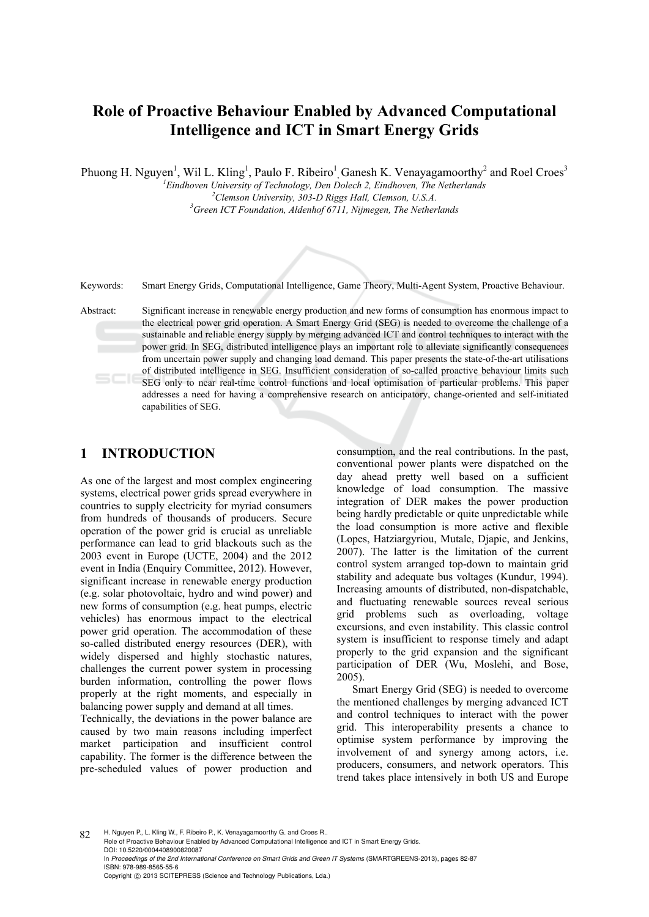# Role of Proactive Behaviour Enabled by Advanced Computational Intelligence and ICT in Smart Energy Grids

Phuong H. Nguyen[1], Wil L. Kling[1], Paulo F. Ribeiro[1], Ganesh K. Venayagamoorthy[2] and Roel Croes[3]

[1] *Eindhoven University of Technology, Den Dolech 2, Eindhoven, The Netherlands*
[2] *Clemson University, 303-D Riggs Hall, Clemson, U.S.A.*
[3] *Green ICT Foundation, Aldenhof 6711, Nijmegen, The Netherlands*

Keywords: Smart Energy Grids, Computational Intelligence, Game Theory, Multi-Agent System, Proactive Behaviour.

Abstract: Significant increase in renewable energy production and new forms of consumption has enormous impact to the electrical power grid operation. A Smart Energy Grid (SEG) is needed to overcome the challenge of a sustainable and reliable energy supply by merging advanced ICT and control techniques to interact with the power grid. In SEG, distributed intelligence plays an important role to alleviate significantly consequences from uncertain power supply and changing load demand. This paper presents the state-of-the-art utilisations of distributed intelligence in SEG. Insufficient consideration of so-called proactive behaviour limits such SEG only to near real-time control functions and local optimisation of particular problems. This paper addresses a need for having a comprehensive research on anticipatory, change-oriented and self-initiated capabilities of SEG.

## 1 INTRODUCTION

As one of the largest and most complex engineering systems, electrical power grids spread everywhere in countries to supply electricity for myriad consumers from hundreds of thousands of producers. Secure operation of the power grid is crucial as unreliable performance can lead to grid blackouts such as the 2003 event in Europe (UCTE, 2004) and the 2012 event in India (Enquiry Committee, 2012). However, significant increase in renewable energy production (e.g. solar photovoltaic, hydro and wind power) and new forms of consumption (e.g. heat pumps, electric vehicles) has enormous impact to the electrical power grid operation. The accommodation of these so-called distributed energy resources (DER), with widely dispersed and highly stochastic natures, challenges the current power system in processing burden information, controlling the power flows properly at the right moments, and especially in balancing power supply and demand at all times.

Technically, the deviations in the power balance are caused by two main reasons including imperfect market participation and insufficient control capability. The former is the difference between the pre-scheduled values of power production and consumption, and the real contributions. In the past, conventional power plants were dispatched on the day ahead pretty well based on a sufficient knowledge of load consumption. The massive integration of DER makes the power production being hardly predictable or quite unpredictable while the load consumption is more active and flexible (Lopes, Hatziargyriou, Mutale, Djapic, and Jenkins, 2007). The latter is the limitation of the current control system arranged top-down to maintain grid stability and adequate bus voltages (Kundur, 1994). Increasing amounts of distributed, non-dispatchable, and fluctuating renewable sources reveal serious grid problems such as overloading, voltage excursions, and even instability. This classic control system is insufficient to response timely and adapt properly to the grid expansion and the significant participation of DER (Wu, Moslehi, and Bose, 2005).

Smart Energy Grid (SEG) is needed to overcome the mentioned challenges by merging advanced ICT and control techniques to interact with the power grid. This interoperability presents a chance to optimise system performance by improving the involvement of and synergy among actors, i.e. producers, consumers, and network operators. This trend takes place intensively in both US and Europe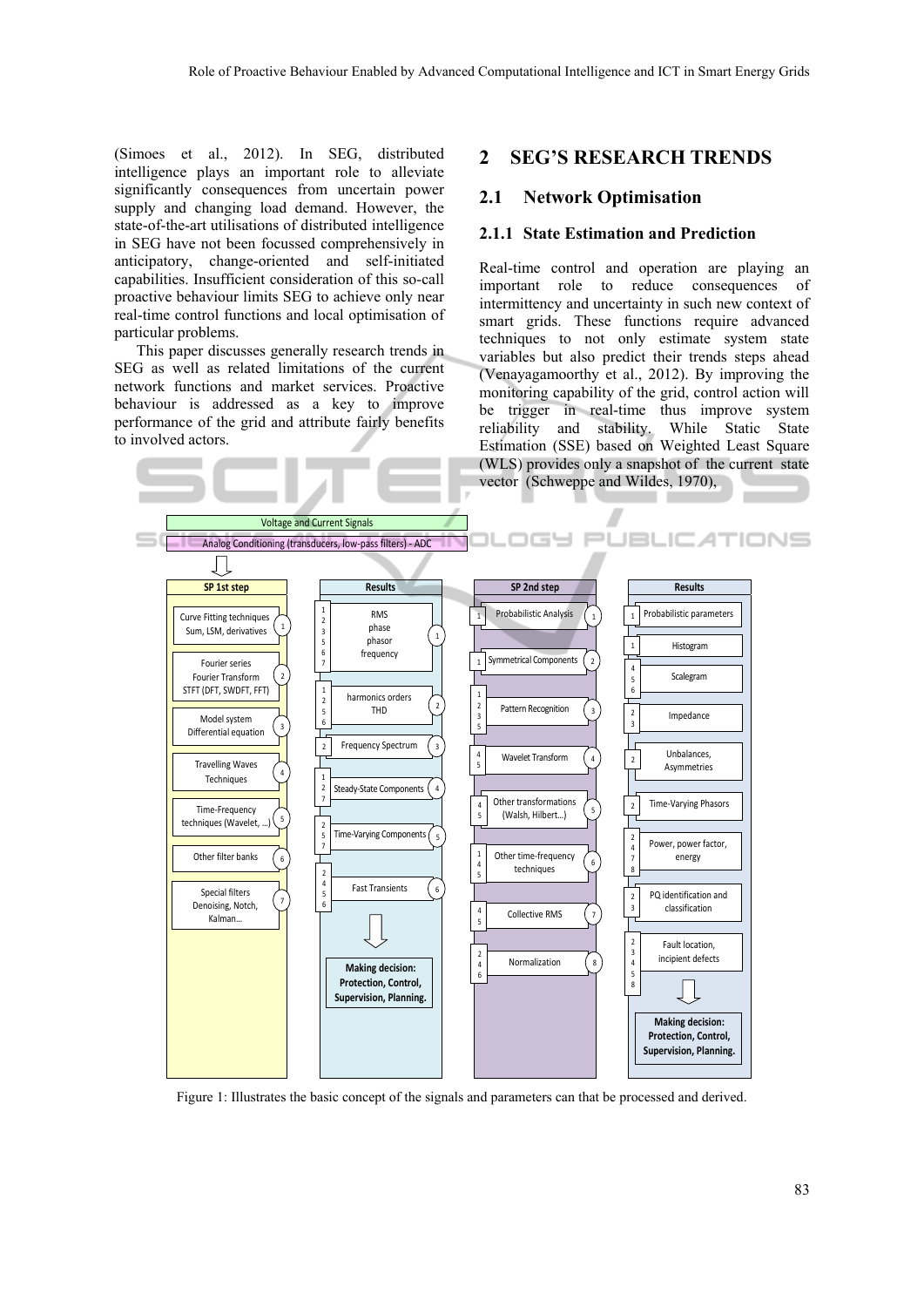(Simoes et al., 2012). In SEG, distributed intelligence plays an important role to alleviate significantly consequences from uncertain power supply and changing load demand. However, the state-of-the-art utilisations of distributed intelligence in SEG have not been focussed comprehensively in anticipatory, change-oriented and self-initiated capabilities. Insufficient consideration of this so-call proactive behaviour limits SEG to achieve only near real-time control functions and local optimisation of particular problems.

This paper discusses generally research trends in SEG as well as related limitations of the current network functions and market services. Proactive behaviour is addressed as a key to improve performance of the grid and attribute fairly benefits to involved actors.

## 2 SEG'S RESEARCH TRENDS

### 2.1 Network Optimisation

#### 2.1.1 State Estimation and Prediction

Real-time control and operation are playing an important role to reduce consequences of intermittency and uncertainty in such new context of smart grids. These functions require advanced techniques to not only estimate system state variables but also predict their trends steps ahead (Venayagamoorthy et al., 2012). By improving the monitoring capability of the grid, control action will be trigger in real-time thus improve system reliability and stability. While Static State Estimation (SSE) based on Weighted Least Square (WLS) provides only a snapshot of the current state vector (Schweppe and Wildes, 1970),

Voltage and Current Signals

Analog Conditioning (transducers, low-pass filters) - ADC

| SP 1st step | Results | SP 2nd step | Results |
|---|---|---|---|
| Curve Fitting techniques Sum, LSM, derivatives (1) | (1,2,3,5,6,7) RMS phase phasor frequency (1) | (1) Probabilistic Analysis (1) | (1) Probabilistic parameters |
| Fourier series Fourier Transform STFT (DFT, SWDFT, FFT) (2) | (1,2,5,6) harmonics orders THD (2) | (1) Symmetrical Components (2) | (1) Histogram |
| Model system Differential equation (3) | (2) Frequency Spectrum (3) | (1,2,3,5) Pattern Recognition (3) | (4,5,6) Scalegram |
| Travelling Waves Techniques (4) | (1,2,7) Steady-State Components (4) | (4,5) Wavelet Transform (4) | (2,3) Impedance |
| Time-Frequency techniques (Wavelet, …) (5) | (2,5,7) Time-Varying Components (5) | (4,5) Other transformations (Walsh, Hilbert…) (5) | (2) Unbalances, Asymmetries |
| Other filter banks (6) | (2,4,5,6) Fast Transients (6) | (1,4,5) Other time-frequency techniques (6) | (2) Time-Varying Phasors |
| Special filters Denoising, Notch, Kalman… (7) | Making decision: Protection, Control, Supervision, Planning. | (4,5) Collective RMS (7) | (2,4,7,8) Power, power factor, energy |
| | | (2,4,6) Normalization (8) | (2,3) PQ identification and classification |
| | | | (2,3,4,5,8) Fault location, incipient defects |
| | | | Making decision: Protection, Control, Supervision, Planning. |

Figure 1: Illustrates the basic concept of the signals and parameters can that be processed and derived.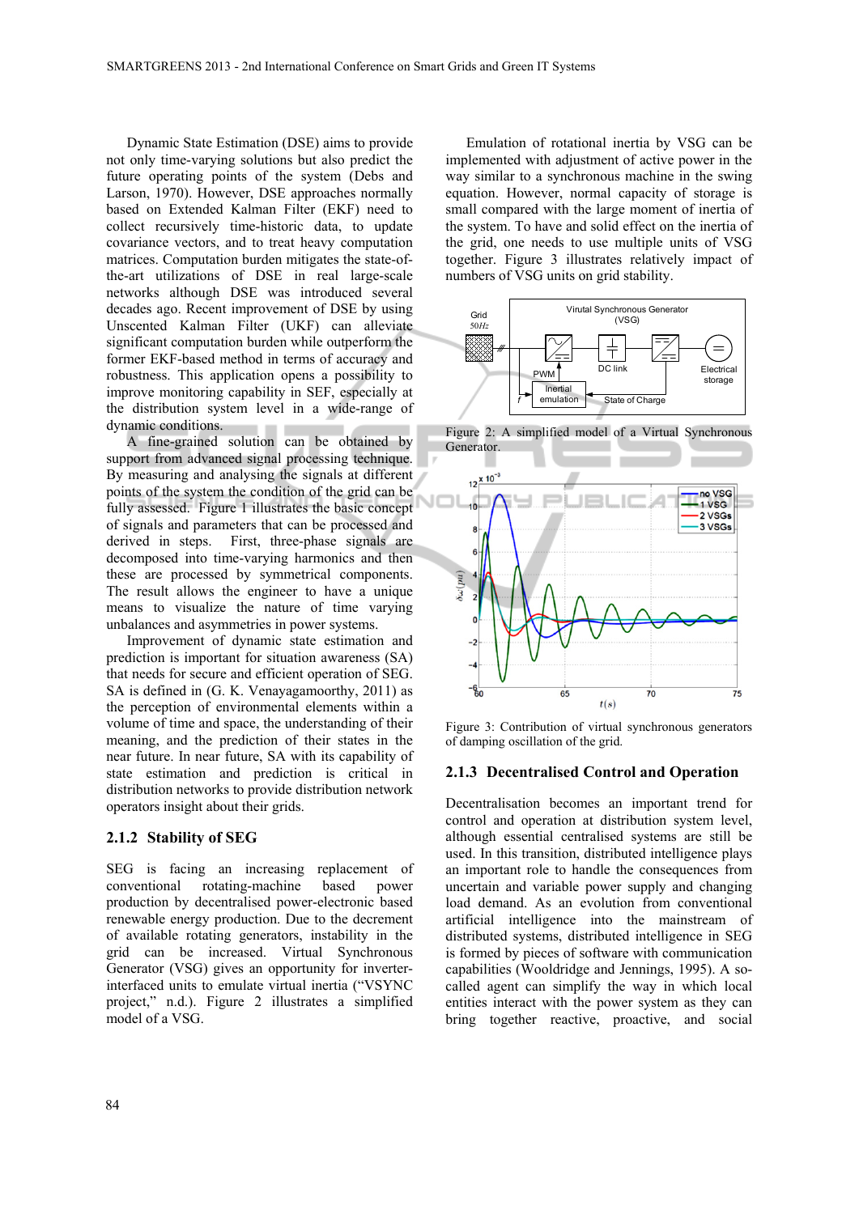Dynamic State Estimation (DSE) aims to provide not only time-varying solutions but also predict the future operating points of the system (Debs and Larson, 1970). However, DSE approaches normally based on Extended Kalman Filter (EKF) need to collect recursively time-historic data, to update covariance vectors, and to treat heavy computation matrices. Computation burden mitigates the state-of-the-art utilizations of DSE in real large-scale networks although DSE was introduced several decades ago. Recent improvement of DSE by using Unscented Kalman Filter (UKF) can alleviate significant computation burden while outperform the former EKF-based method in terms of accuracy and robustness. This application opens a possibility to improve monitoring capability in SEF, especially at the distribution system level in a wide-range of dynamic conditions.

A fine-grained solution can be obtained by support from advanced signal processing technique. By measuring and analysing the signals at different points of the system the condition of the grid can be fully assessed. Figure 1 illustrates the basic concept of signals and parameters that can be processed and derived in steps. First, three-phase signals are decomposed into time-varying harmonics and then these are processed by symmetrical components. The result allows the engineer to have a unique means to visualize the nature of time varying unbalances and asymmetries in power systems.

Improvement of dynamic state estimation and prediction is important for situation awareness (SA) that needs for secure and efficient operation of SEG. SA is defined in (G. K. Venayagamoorthy, 2011) as the perception of environmental elements within a volume of time and space, the understanding of their meaning, and the prediction of their states in the near future. In near future, SA with its capability of state estimation and prediction is critical in distribution networks to provide distribution network operators insight about their grids.

### 2.1.2 Stability of SEG

SEG is facing an increasing replacement of conventional rotating-machine based power production by decentralised power-electronic based renewable energy production. Due to the decrement of available rotating generators, instability in the grid can be increased. Virtual Synchronous Generator (VSG) gives an opportunity for inverter-interfaced units to emulate virtual inertia ("VSYNC project," n.d.). Figure 2 illustrates a simplified model of a VSG.

Emulation of rotational inertia by VSG can be implemented with adjustment of active power in the way similar to a synchronous machine in the swing equation. However, normal capacity of storage is small compared with the large moment of inertia of the system. To have and solid effect on the inertia of the grid, one needs to use multiple units of VSG together. Figure 3 illustrates relatively impact of numbers of VSG units on grid stability.

Figure 2: A simplified model of a Virtual Synchronous Generator.

Figure 3: Contribution of virtual synchronous generators of damping oscillation of the grid.

### 2.1.3 Decentralised Control and Operation

Decentralisation becomes an important trend for control and operation at distribution system level, although essential centralised systems are still be used. In this transition, distributed intelligence plays an important role to handle the consequences from uncertain and variable power supply and changing load demand. As an evolution from conventional artificial intelligence into the mainstream of distributed systems, distributed intelligence in SEG is formed by pieces of software with communication capabilities (Wooldridge and Jennings, 1995). A so-called agent can simplify the way in which local entities interact with the power system as they can bring together reactive, proactive, and social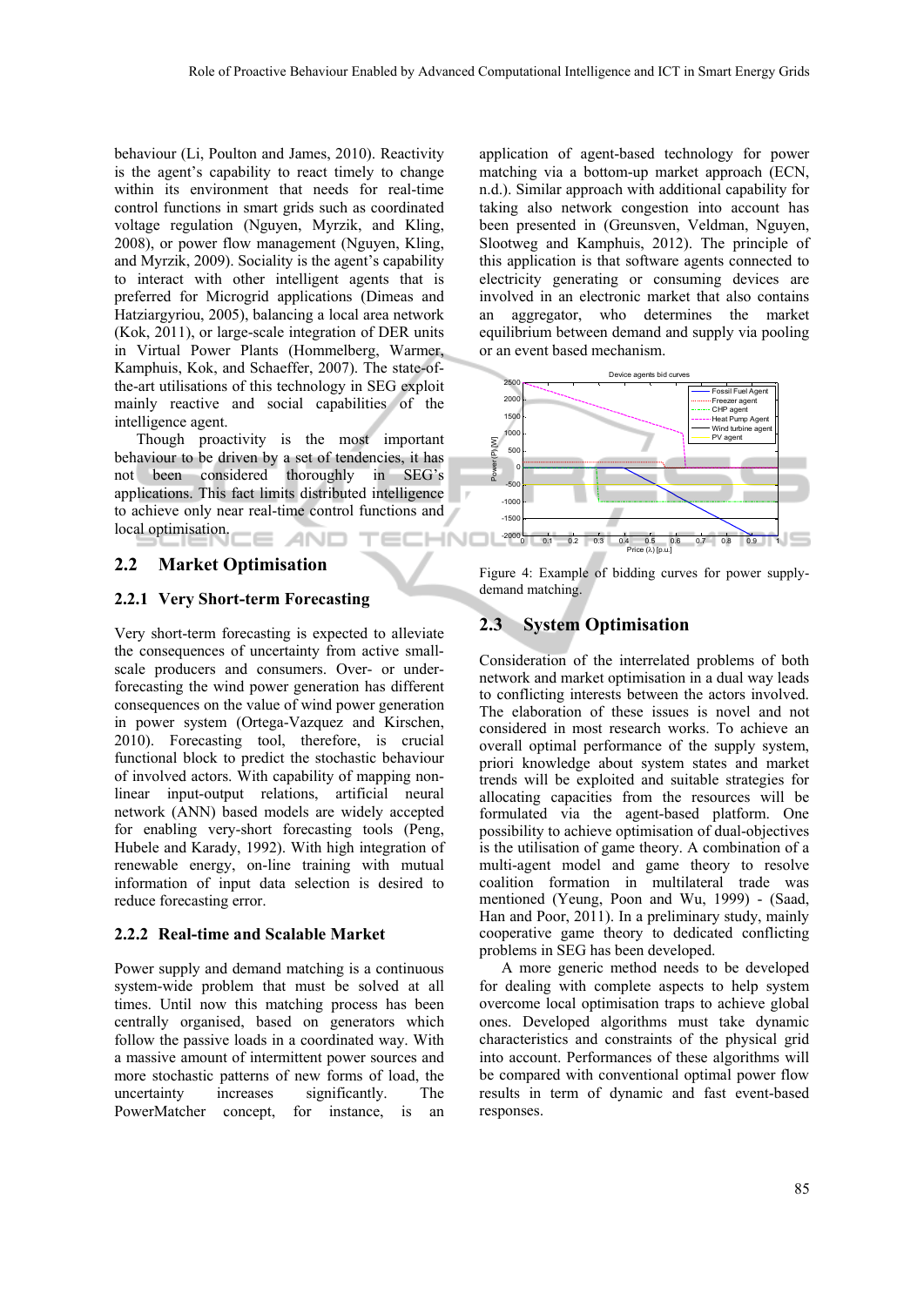behaviour (Li, Poulton and James, 2010). Reactivity is the agent's capability to react timely to change within its environment that needs for real-time control functions in smart grids such as coordinated voltage regulation (Nguyen, Myrzik, and Kling, 2008), or power flow management (Nguyen, Kling, and Myrzik, 2009). Sociality is the agent's capability to interact with other intelligent agents that is preferred for Microgrid applications (Dimeas and Hatziargyriou, 2005), balancing a local area network (Kok, 2011), or large-scale integration of DER units in Virtual Power Plants (Hommelberg, Warmer, Kamphuis, Kok, and Schaeffer, 2007). The state-of-the-art utilisations of this technology in SEG exploit mainly reactive and social capabilities of the intelligence agent.

Though proactivity is the most important behaviour to be driven by a set of tendencies, it has not been considered thoroughly in SEG's applications. This fact limits distributed intelligence to achieve only near real-time control functions and local optimisation.

## 2.2 Market Optimisation

### 2.2.1 Very Short-term Forecasting

Very short-term forecasting is expected to alleviate the consequences of uncertainty from active small-scale producers and consumers. Over- or under-forecasting the wind power generation has different consequences on the value of wind power generation in power system (Ortega-Vazquez and Kirschen, 2010). Forecasting tool, therefore, is crucial functional block to predict the stochastic behaviour of involved actors. With capability of mapping non-linear input-output relations, artificial neural network (ANN) based models are widely accepted for enabling very-short forecasting tools (Peng, Hubele and Karady, 1992). With high integration of renewable energy, on-line training with mutual information of input data selection is desired to reduce forecasting error.

### 2.2.2 Real-time and Scalable Market

Power supply and demand matching is a continuous system-wide problem that must be solved at all times. Until now this matching process has been centrally organised, based on generators which follow the passive loads in a coordinated way. With a massive amount of intermittent power sources and more stochastic patterns of new forms of load, the uncertainty increases significantly. The PowerMatcher concept, for instance, is an application of agent-based technology for power matching via a bottom-up market approach (ECN, n.d.). Similar approach with additional capability for taking also network congestion into account has been presented in (Greunsven, Veldman, Nguyen, Slootweg and Kamphuis, 2012). The principle of this application is that software agents connected to electricity generating or consuming devices are involved in an electronic market that also contains an aggregator, who determines the market equilibrium between demand and supply via pooling or an event based mechanism.

Figure 4: Example of bidding curves for power supply-demand matching.

## 2.3 System Optimisation

Consideration of the interrelated problems of both network and market optimisation in a dual way leads to conflicting interests between the actors involved. The elaboration of these issues is novel and not considered in most research works. To achieve an overall optimal performance of the supply system, priori knowledge about system states and market trends will be exploited and suitable strategies for allocating capacities from the resources will be formulated via the agent-based platform. One possibility to achieve optimisation of dual-objectives is the utilisation of game theory. A combination of a multi-agent model and game theory to resolve coalition formation in multilateral trade was mentioned (Yeung, Poon and Wu, 1999) - (Saad, Han and Poor, 2011). In a preliminary study, mainly cooperative game theory to dedicated conflicting problems in SEG has been developed.

A more generic method needs to be developed for dealing with complete aspects to help system overcome local optimisation traps to achieve global ones. Developed algorithms must take dynamic characteristics and constraints of the physical grid into account. Performances of these algorithms will be compared with conventional optimal power flow results in term of dynamic and fast event-based responses.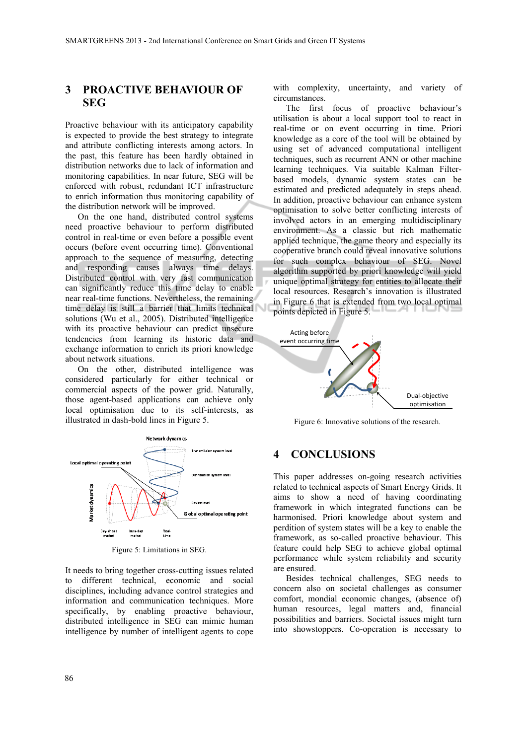## 3 PROACTIVE BEHAVIOUR OF SEG

Proactive behaviour with its anticipatory capability is expected to provide the best strategy to integrate and attribute conflicting interests among actors. In the past, this feature has been hardly obtained in distribution networks due to lack of information and monitoring capabilities. In near future, SEG will be enforced with robust, redundant ICT infrastructure to enrich information thus monitoring capability of the distribution network will be improved.

On the one hand, distributed control systems need proactive behaviour to perform distributed control in real-time or even before a possible event occurs (before event occurring time). Conventional approach to the sequence of measuring, detecting and responding causes always time delays. Distributed control with very fast communication can significantly reduce this time delay to enable near real-time functions. Nevertheless, the remaining time delay is still a barrier that limits technical solutions (Wu et al., 2005). Distributed intelligence with its proactive behaviour can predict unsecure tendencies from learning its historic data and exchange information to enrich its priori knowledge about network situations.

On the other, distributed intelligence was considered particularly for either technical or commercial aspects of the power grid. Naturally, those agent-based applications can achieve only local optimisation due to its self-interests, as illustrated in dash-bold lines in Figure 5.

Figure 5: Limitations in SEG.

It needs to bring together cross-cutting issues related to different technical, economic and social disciplines, including advance control strategies and information and communication techniques. More specifically, by enabling proactive behaviour, distributed intelligence in SEG can mimic human intelligence by number of intelligent agents to cope with complexity, uncertainty, and variety of circumstances.

The first focus of proactive behaviour's utilisation is about a local support tool to react in real-time or on event occurring in time. Priori knowledge as a core of the tool will be obtained by using set of advanced computational intelligent techniques, such as recurrent ANN or other machine learning techniques. Via suitable Kalman Filter-based models, dynamic system states can be estimated and predicted adequately in steps ahead. In addition, proactive behaviour can enhance system optimisation to solve better conflicting interests of involved actors in an emerging multidisciplinary environment. As a classic but rich mathematic applied technique, the game theory and especially its cooperative branch could reveal innovative solutions for such complex behaviour of SEG. Novel algorithm supported by priori knowledge will yield unique optimal strategy for entities to allocate their local resources. Research's innovation is illustrated in Figure 6 that is extended from two local optimal points depicted in Figure 5.

Figure 6: Innovative solutions of the research.

## 4 CONCLUSIONS

This paper addresses on-going research activities related to technical aspects of Smart Energy Grids. It aims to show a need of having coordinating framework in which integrated functions can be harmonised. Priori knowledge about system and perdition of system states will be a key to enable the framework, as so-called proactive behaviour. This feature could help SEG to achieve global optimal performance while system reliability and security are ensured.

Besides technical challenges, SEG needs to concern also on societal challenges as consumer comfort, mondial economic changes, (absence of) human resources, legal matters and, financial possibilities and barriers. Societal issues might turn into showstoppers. Co-operation is necessary to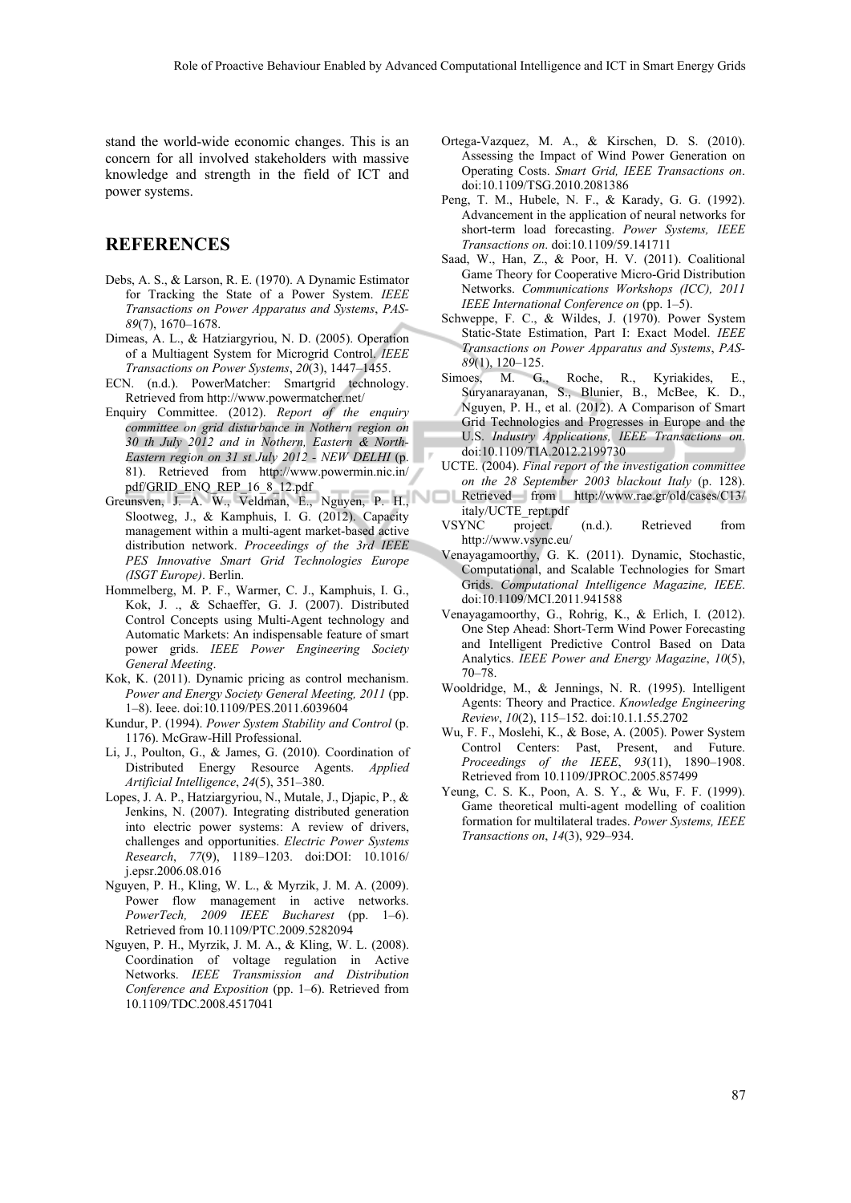stand the world-wide economic changes. This is an concern for all involved stakeholders with massive knowledge and strength in the field of ICT and power systems.

## REFERENCES

Debs, A. S., & Larson, R. E. (1970). A Dynamic Estimator for Tracking the State of a Power System. *IEEE Transactions on Power Apparatus and Systems*, *PAS-89*(7), 1670–1678.

Dimeas, A. L., & Hatziargyriou, N. D. (2005). Operation of a Multiagent System for Microgrid Control. *IEEE Transactions on Power Systems*, *20*(3), 1447–1455.

ECN. (n.d.). PowerMatcher: Smartgrid technology. Retrieved from http://www.powermatcher.net/

Enquiry Committee. (2012). *Report of the enquiry committee on grid disturbance in Nothern region on 30 th July 2012 and in Nothern, Eastern & North-Eastern region on 31 st July 2012 - NEW DELHI* (p. 81). Retrieved from http://www.powermin.nic.in/pdf/GRID_ENQ_REP_16_8_12.pdf

Greunsven, J. A. W., Veldman, E., Nguyen, P. H., Slootweg, J., & Kamphuis, I. G. (2012). Capacity management within a multi-agent market-based active distribution network. *Proceedings of the 3rd IEEE PES Innovative Smart Grid Technologies Europe (ISGT Europe)*. Berlin.

Hommelberg, M. P. F., Warmer, C. J., Kamphuis, I. G., Kok, J. ., & Schaeffer, G. J. (2007). Distributed Control Concepts using Multi-Agent technology and Automatic Markets: An indispensable feature of smart power grids. *IEEE Power Engineering Society General Meeting*.

Kok, K. (2011). Dynamic pricing as control mechanism. *Power and Energy Society General Meeting, 2011* (pp. 1–8). Ieee. doi:10.1109/PES.2011.6039604

Kundur, P. (1994). *Power System Stability and Control* (p. 1176). McGraw-Hill Professional.

Li, J., Poulton, G., & James, G. (2010). Coordination of Distributed Energy Resource Agents. *Applied Artificial Intelligence*, *24*(5), 351–380.

Lopes, J. A. P., Hatziargyriou, N., Mutale, J., Djapic, P., & Jenkins, N. (2007). Integrating distributed generation into electric power systems: A review of drivers, challenges and opportunities. *Electric Power Systems Research*, *77*(9), 1189–1203. doi:DOI: 10.1016/j.epsr.2006.08.016

Nguyen, P. H., Kling, W. L., & Myrzik, J. M. A. (2009). Power flow management in active networks. *PowerTech, 2009 IEEE Bucharest* (pp. 1–6). Retrieved from 10.1109/PTC.2009.5282094

Nguyen, P. H., Myrzik, J. M. A., & Kling, W. L. (2008). Coordination of voltage regulation in Active Networks. *IEEE Transmission and Distribution Conference and Exposition* (pp. 1–6). Retrieved from 10.1109/TDC.2008.4517041

Ortega-Vazquez, M. A., & Kirschen, D. S. (2010). Assessing the Impact of Wind Power Generation on Operating Costs. *Smart Grid, IEEE Transactions on*. doi:10.1109/TSG.2010.2081386

Peng, T. M., Hubele, N. F., & Karady, G. G. (1992). Advancement in the application of neural networks for short-term load forecasting. *Power Systems, IEEE Transactions on*. doi:10.1109/59.141711

Saad, W., Han, Z., & Poor, H. V. (2011). Coalitional Game Theory for Cooperative Micro-Grid Distribution Networks. *Communications Workshops (ICC), 2011 IEEE International Conference on* (pp. 1–5).

Schweppe, F. C., & Wildes, J. (1970). Power System Static-State Estimation, Part I: Exact Model. *IEEE Transactions on Power Apparatus and Systems*, *PAS-89*(1), 120–125.

Simoes, M. G., Roche, R., Kyriakides, E., Suryanarayanan, S., Blunier, B., McBee, K. D., Nguyen, P. H., et al. (2012). A Comparison of Smart Grid Technologies and Progresses in Europe and the U.S. *Industry Applications, IEEE Transactions on*. doi:10.1109/TIA.2012.2199730

UCTE. (2004). *Final report of the investigation committee on the 28 September 2003 blackout Italy* (p. 128). Retrieved from http://www.rae.gr/old/cases/C13/italy/UCTE_rept.pdf

VSYNC project. (n.d.). Retrieved from http://www.vsync.eu/

Venayagamoorthy, G. K. (2011). Dynamic, Stochastic, Computational, and Scalable Technologies for Smart Grids. *Computational Intelligence Magazine, IEEE*. doi:10.1109/MCI.2011.941588

Venayagamoorthy, G., Rohrig, K., & Erlich, I. (2012). One Step Ahead: Short-Term Wind Power Forecasting and Intelligent Predictive Control Based on Data Analytics. *IEEE Power and Energy Magazine*, *10*(5), 70–78.

Wooldridge, M., & Jennings, N. R. (1995). Intelligent Agents: Theory and Practice. *Knowledge Engineering Review*, *10*(2), 115–152. doi:10.1.1.55.2702

Wu, F. F., Moslehi, K., & Bose, A. (2005). Power System Control Centers: Past, Present, and Future. *Proceedings of the IEEE*, *93*(11), 1890–1908. Retrieved from 10.1109/JPROC.2005.857499

Yeung, C. S. K., Poon, A. S. Y., & Wu, F. F. (1999). Game theoretical multi-agent modelling of coalition formation for multilateral trades. *Power Systems, IEEE Transactions on*, *14*(3), 929–934.